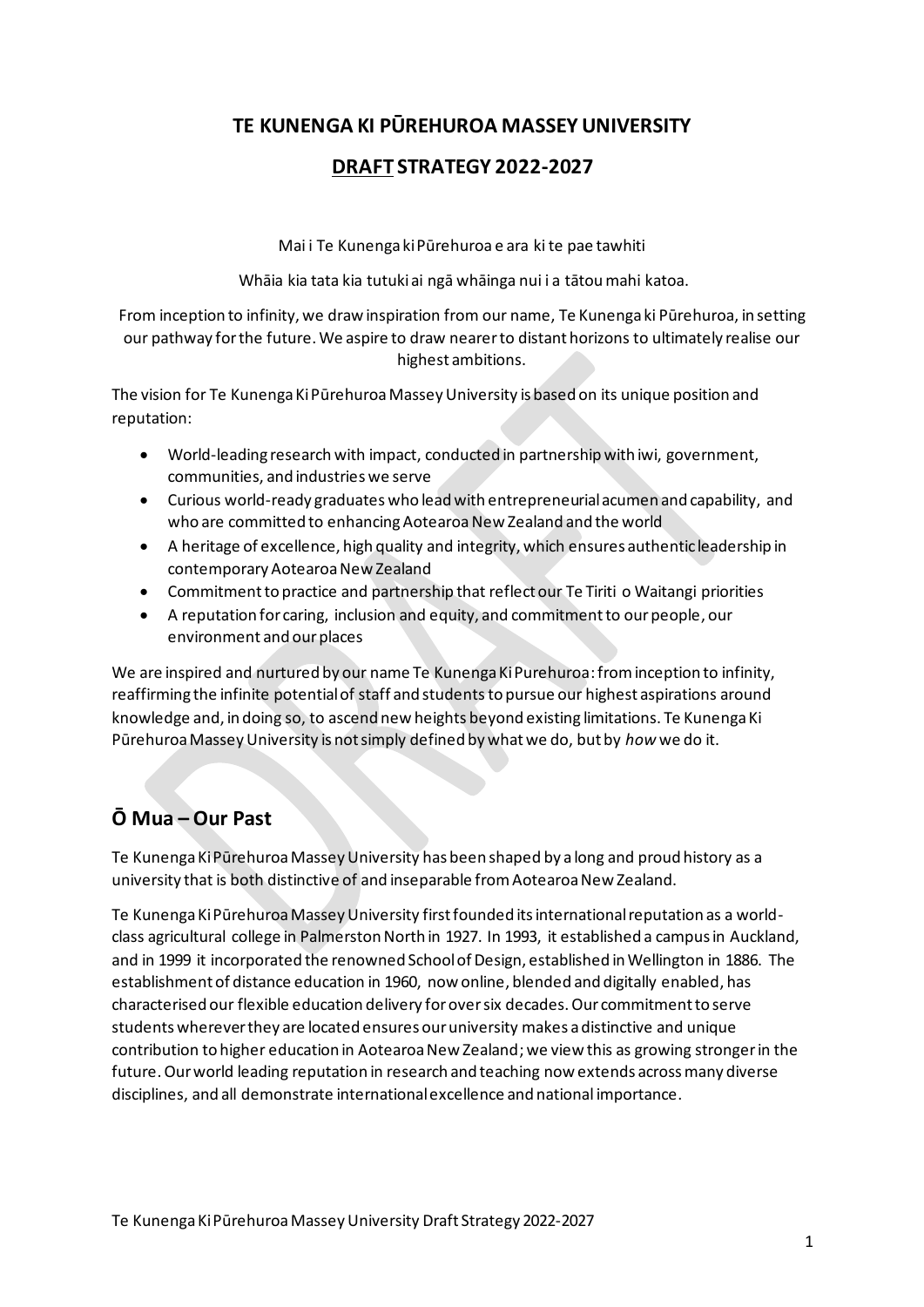# TE KUNENGA KI PŪREHUROA MASSEY UNIVERSITY

## DRAFT STRATEGY 2022-2027

Mai i Te Kunenga ki Pūrehuroa e ara ki te pae tawhiti

Whāia kia tata kia tutuki ai ngā whāinga nui i a tātou mahi katoa.

From inception to infinity, we draw inspiration from our name, Te Kunenga ki Pūrehuroa, in setting our pathway for the future. We aspire to draw nearer to distant horizons to ultimately realise our highest ambitions.

The vision for Te Kunenga Ki Pūrehuroa Massey University is based on its unique position and reputation:

- World-leading research with impact, conducted in partnership with iwi, government, communities, and industries we serve
- Curious world-ready graduates who lead with entrepreneurial acumen and capability, and who are committed to enhancing Aotearoa New Zealand and the world
- A heritage of excellence, high quality and integrity, which ensures authentic leadership in contemporary Aotearoa New Zealand
- Commitment to practice and partnership that reflect our Te Tiriti o Waitangi priorities
- A reputation for caring, inclusion and equity, and commitment to our people, our environment and our places

We are inspired and nurtured by our name Te Kunenga Ki Purehuroa: from inception to infinity, reaffirming the infinite potential of staff and students to pursue our highest aspirations around knowledge and, in doing so, to ascend new heights beyond existing limitations. Te Kunenga Ki Pūrehuroa Massey University is not simply defined by what we do, but by *how* we do it.

## Ō Mua – Our Past

Te Kunenga Ki Pūrehuroa Massey University has been shaped by a long and proud history as a university that is both distinctive of and inseparable from Aotearoa New Zealand.

Te Kunenga Ki Pūrehuroa Massey University first founded its international reputation as a world-class agricultural college in Palmerston North in 1927. In 1993, it established a campus in Auckland, and in 1999 it incorporated the renowned School of Design, established in Wellington in 1886. The establishment of distance education in 1960, now online, blended and digitally enabled, has characterised our flexible education delivery for over six decades. Our commitment to serve students wherever they are located ensures our university makes a distinctive and unique contribution to higher education in Aotearoa New Zealand; we view this as growing stronger in the future. Our world leading reputation in research and teaching now extends across many diverse disciplines, and all demonstrate international excellence and national importance.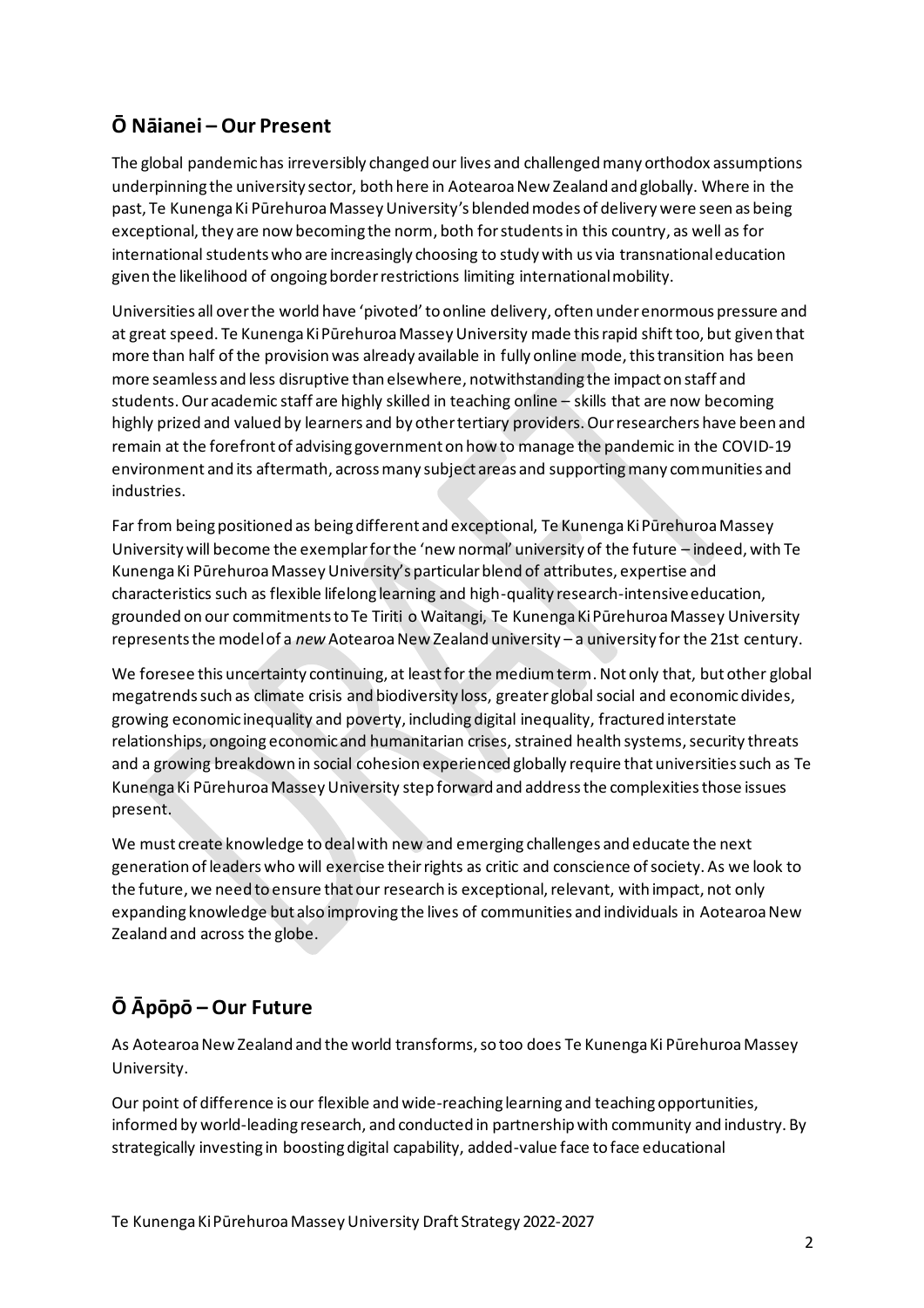## Ō Nāianei – Our Present

The global pandemic has irreversibly changed our lives and challenged many orthodox assumptions underpinning the university sector, both here in Aotearoa New Zealand and globally. Where in the past, Te Kunenga Ki Pūrehuroa Massey University's blended modes of delivery were seen as being exceptional, they are now becoming the norm, both for students in this country, as well as for international students who are increasingly choosing to study with us via transnational education given the likelihood of ongoing border restrictions limiting international mobility.

Universities all over the world have 'pivoted' to online delivery, often under enormous pressure and at great speed. Te Kunenga Ki Pūrehuroa Massey University made this rapid shift too, but given that more than half of the provision was already available in fully online mode, this transition has been more seamless and less disruptive than elsewhere, notwithstanding the impact on staff and students. Our academic staff are highly skilled in teaching online – skills that are now becoming highly prized and valued by learners and by other tertiary providers. Our researchers have been and remain at the forefront of advising government on how to manage the pandemic in the COVID-19 environment and its aftermath, across many subject areas and supporting many communities and industries.

Far from being positioned as being different and exceptional, Te Kunenga Ki Pūrehuroa Massey University will become the exemplar for the 'new normal' university of the future – indeed, with Te Kunenga Ki Pūrehuroa Massey University's particular blend of attributes, expertise and characteristics such as flexible lifelong learning and high-quality research-intensive education, grounded on our commitments to Te Tiriti o Waitangi, Te Kunenga Ki Pūrehuroa Massey University represents the model of a *new* Aotearoa New Zealand university – a university for the 21st century.

We foresee this uncertainty continuing, at least for the medium term. Not only that, but other global megatrends such as climate crisis and biodiversity loss, greater global social and economic divides, growing economic inequality and poverty, including digital inequality, fractured interstate relationships, ongoing economic and humanitarian crises, strained health systems, security threats and a growing breakdown in social cohesion experienced globally require that universities such as Te Kunenga Ki Pūrehuroa Massey University step forward and address the complexities those issues present.

We must create knowledge to deal with new and emerging challenges and educate the next generation of leaders who will exercise their rights as critic and conscience of society. As we look to the future, we need to ensure that our research is exceptional, relevant, with impact, not only expanding knowledge but also improving the lives of communities and individuals in Aotearoa New Zealand and across the globe.

## Ō Āpōpō – Our Future

As Aotearoa New Zealand and the world transforms, so too does Te Kunenga Ki Pūrehuroa Massey University.

Our point of difference is our flexible and wide-reaching learning and teaching opportunities, informed by world-leading research, and conducted in partnership with community and industry. By strategically investing in boosting digital capability, added-value face to face educational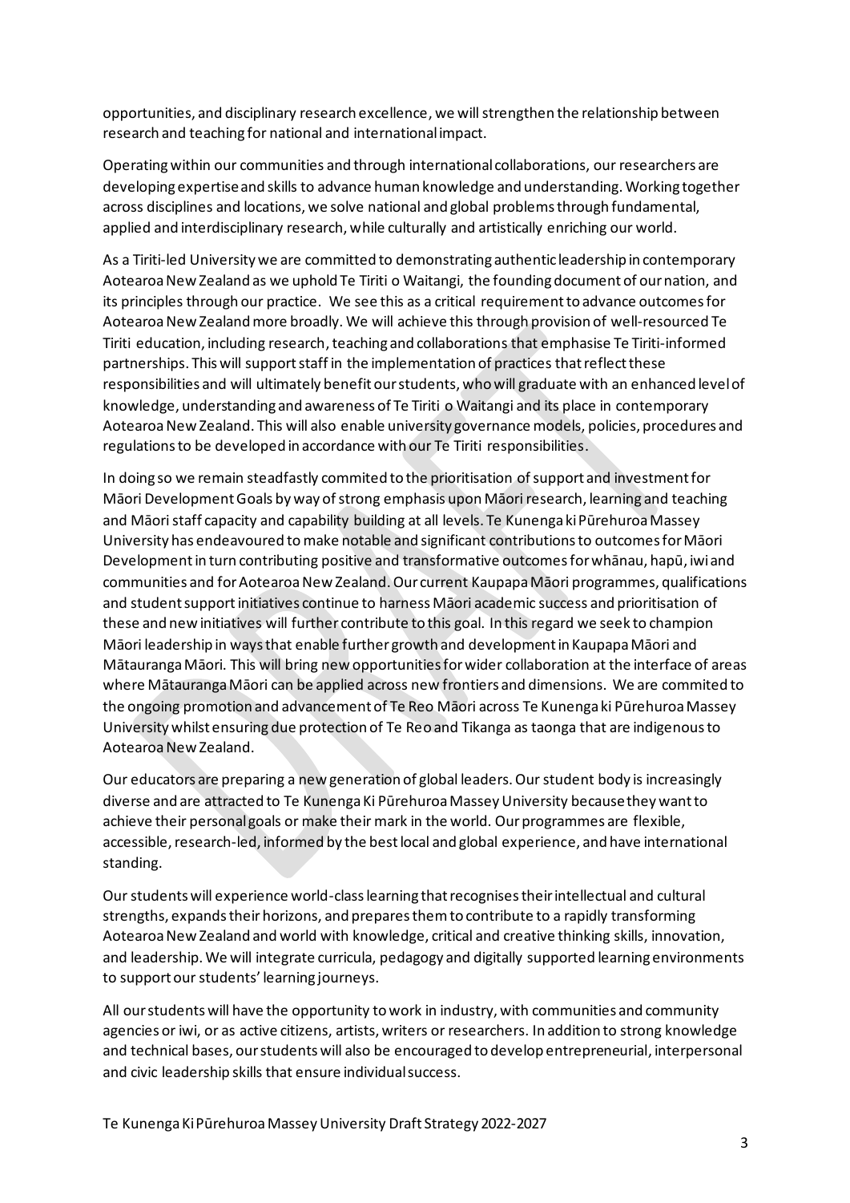opportunities, and disciplinary research excellence, we will strengthen the relationship between research and teaching for national and international impact.

Operating within our communities and through international collaborations, our researchers are developing expertise and skills to advance human knowledge and understanding. Working together across disciplines and locations, we solve national and global problems through fundamental, applied and interdisciplinary research, while culturally and artistically enriching our world.

As a Tiriti-led University we are committed to demonstrating authentic leadership in contemporary Aotearoa New Zealand as we uphold Te Tiriti o Waitangi, the founding document of our nation, and its principles through our practice. We see this as a critical requirement to advance outcomes for Aotearoa New Zealand more broadly. We will achieve this through provision of well-resourced Te Tiriti education, including research, teaching and collaborations that emphasise Te Tiriti-informed partnerships. This will support staff in the implementation of practices that reflect these responsibilities and will ultimately benefit our students, who will graduate with an enhanced level of knowledge, understanding and awareness of Te Tiriti o Waitangi and its place in contemporary Aotearoa New Zealand. This will also enable university governance models, policies, procedures and regulations to be developed in accordance with our Te Tiriti responsibilities.

In doing so we remain steadfastly commited to the prioritisation of support and investment for Māori Development Goals by way of strong emphasis upon Māori research, learning and teaching and Māori staff capacity and capability building at all levels. Te Kunenga ki Pūrehuroa Massey University has endeavoured to make notable and significant contributions to outcomes for Māori Development in turn contributing positive and transformative outcomes for whānau, hapū, iwi and communities and for Aotearoa New Zealand. Our current Kaupapa Māori programmes, qualifications and student support initiatives continue to harness Māori academic success and prioritisation of these and new initiatives will further contribute to this goal. In this regard we seek to champion Māori leadership in ways that enable further growth and development in Kaupapa Māori and Mātauranga Māori. This will bring new opportunities for wider collaboration at the interface of areas where Mātauranga Māori can be applied across new frontiers and dimensions. We are commited to the ongoing promotion and advancement of Te Reo Māori across Te Kunenga ki Pūrehuroa Massey University whilst ensuring due protection of Te Reo and Tikanga as taonga that are indigenous to Aotearoa New Zealand.

Our educators are preparing a new generation of global leaders. Our student body is increasingly diverse and are attracted to Te Kunenga Ki Pūrehuroa Massey University because they want to achieve their personal goals or make their mark in the world. Our programmes are flexible, accessible, research-led, informed by the best local and global experience, and have international standing.

Our students will experience world-class learning that recognises their intellectual and cultural strengths, expands their horizons, and prepares them to contribute to a rapidly transforming Aotearoa New Zealand and world with knowledge, critical and creative thinking skills, innovation, and leadership. We will integrate curricula, pedagogy and digitally supported learning environments to support our students' learning journeys.

All our students will have the opportunity to work in industry, with communities and community agencies or iwi, or as active citizens, artists, writers or researchers. In addition to strong knowledge and technical bases, our students will also be encouraged to develop entrepreneurial, interpersonal and civic leadership skills that ensure individual success.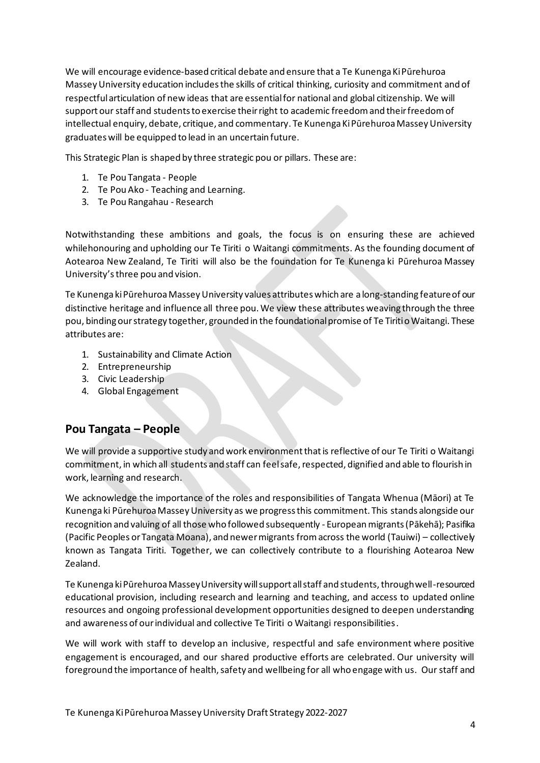We will encourage evidence-based critical debate and ensure that a Te Kunenga Ki Pūrehuroa Massey University education includes the skills of critical thinking, curiosity and commitment and of respectful articulation of new ideas that are essential for national and global citizenship. We will support our staff and students to exercise their right to academic freedom and their freedom of intellectual enquiry, debate, critique, and commentary. Te Kunenga Ki Pūrehuroa Massey University graduates will be equipped to lead in an uncertain future.

This Strategic Plan is shaped by three strategic pou or pillars. These are:

1. Te Pou Tangata - People
2. Te Pou Ako - Teaching and Learning.
3. Te Pou Rangahau - Research

Notwithstanding these ambitions and goals, the focus is on ensuring these are achieved whilehonouring and upholding our Te Tiriti o Waitangi commitments. As the founding document of Aotearoa New Zealand, Te Tiriti will also be the foundation for Te Kunenga ki Pūrehuroa Massey University's three pou and vision.

Te Kunenga ki Pūrehuroa Massey University values attributes which are a long-standing feature of our distinctive heritage and influence all three pou. We view these attributes weaving through the three pou, binding our strategy together, grounded in the foundational promise of Te Tiriti o Waitangi. These attributes are:

1. Sustainability and Climate Action
2. Entrepreneurship
3. Civic Leadership
4. Global Engagement

## Pou Tangata – People

We will provide a supportive study and work environment that is reflective of our Te Tiriti o Waitangi commitment, in which all students and staff can feel safe, respected, dignified and able to flourish in work, learning and research.

We acknowledge the importance of the roles and responsibilities of Tangata Whenua (Māori) at Te Kunenga ki Pūrehuroa Massey University as we progress this commitment. This stands alongside our recognition and valuing of all those who followed subsequently - European migrants (Pākehā); Pasifika (Pacific Peoples or Tangata Moana), and newer migrants from across the world (Tauiwi) – collectively known as Tangata Tiriti. Together, we can collectively contribute to a flourishing Aotearoa New Zealand.

Te Kunenga ki Pūrehuroa Massey University will support all staff and students, through well-resourced educational provision, including research and learning and teaching, and access to updated online resources and ongoing professional development opportunities designed to deepen understanding and awareness of our individual and collective Te Tiriti o Waitangi responsibilities.

We will work with staff to develop an inclusive, respectful and safe environment where positive engagement is encouraged, and our shared productive efforts are celebrated. Our university will foreground the importance of health, safety and wellbeing for all who engage with us. Our staff and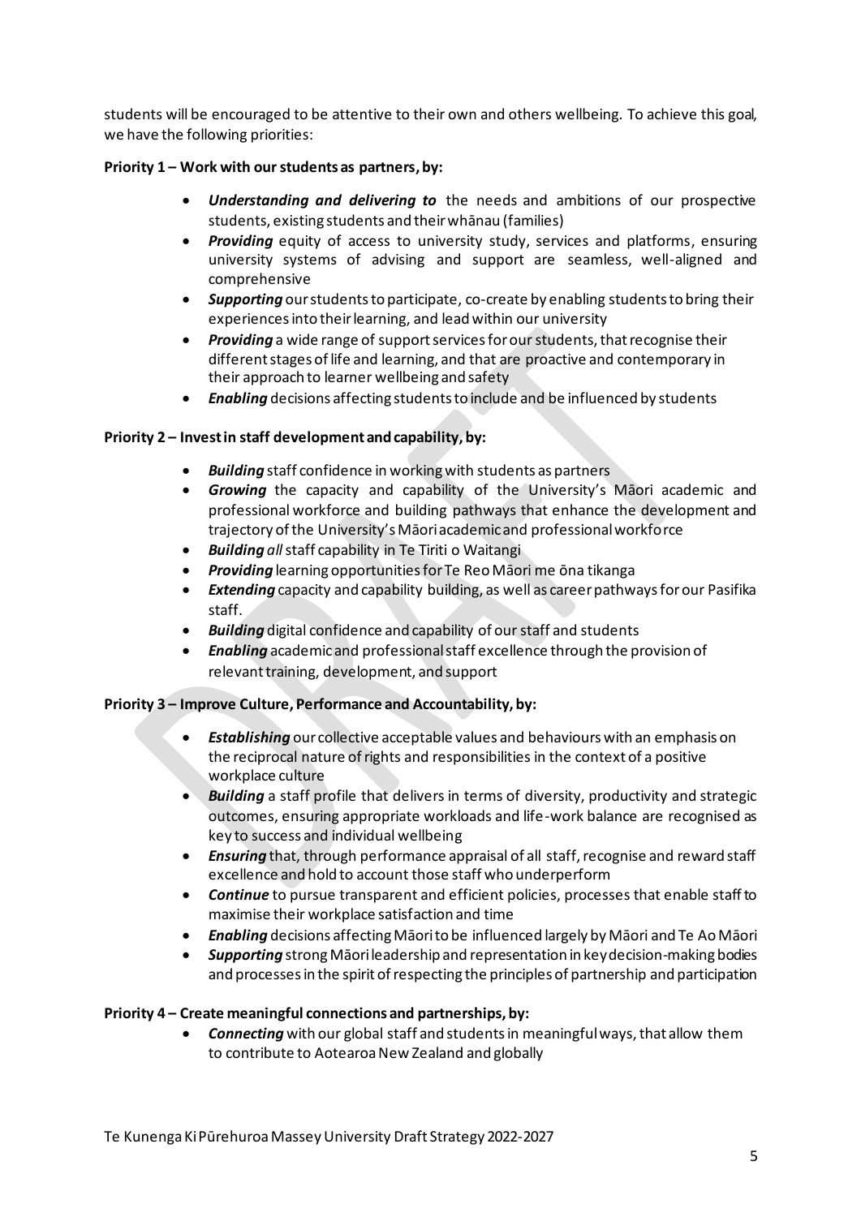students will be encouraged to be attentive to their own and others wellbeing. To achieve this goal, we have the following priorities:

**Priority 1 – Work with our students as partners, by:**

- ***Understanding and delivering to*** the needs and ambitions of our prospective students, existing students and their whānau (families)
- ***Providing*** equity of access to university study, services and platforms, ensuring university systems of advising and support are seamless, well-aligned and comprehensive
- ***Supporting*** our students to participate, co-create by enabling students to bring their experiences into their learning, and lead within our university
- ***Providing*** a wide range of support services for our students, that recognise their different stages of life and learning, and that are proactive and contemporary in their approach to learner wellbeing and safety
- ***Enabling*** decisions affecting students to include and be influenced by students

**Priority 2 – Invest in staff development and capability, by:**

- ***Building*** staff confidence in working with students as partners
- ***Growing*** the capacity and capability of the University's Māori academic and professional workforce and building pathways that enhance the development and trajectory of the University's Māori academic and professional workforce
- ***Building*** *all* staff capability in Te Tiriti o Waitangi
- ***Providing*** learning opportunities for Te Reo Māori me ōna tikanga
- ***Extending*** capacity and capability building, as well as career pathways for our Pasifika staff.
- ***Building*** digital confidence and capability of our staff and students
- ***Enabling*** academic and professional staff excellence through the provision of relevant training, development, and support

**Priority 3 – Improve Culture, Performance and Accountability, by:**

- ***Establishing*** our collective acceptable values and behaviours with an emphasis on the reciprocal nature of rights and responsibilities in the context of a positive workplace culture
- ***Building*** a staff profile that delivers in terms of diversity, productivity and strategic outcomes, ensuring appropriate workloads and life-work balance are recognised as key to success and individual wellbeing
- ***Ensuring*** that, through performance appraisal of all staff, recognise and reward staff excellence and hold to account those staff who underperform
- ***Continue*** to pursue transparent and efficient policies, processes that enable staff to maximise their workplace satisfaction and time
- ***Enabling*** decisions affecting Māori to be influenced largely by Māori and Te Ao Māori
- ***Supporting*** strong Māori leadership and representation in key decision-making bodies and processes in the spirit of respecting the principles of partnership and participation

**Priority 4 – Create meaningful connections and partnerships, by:**

- ***Connecting*** with our global staff and students in meaningful ways, that allow them to contribute to Aotearoa New Zealand and globally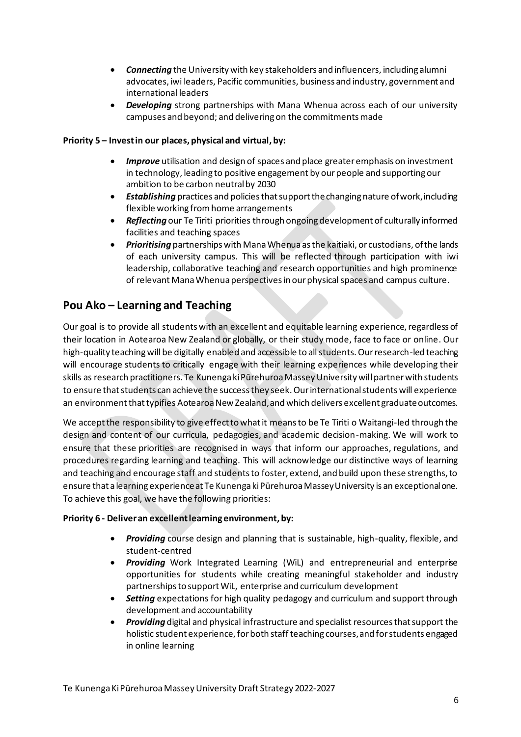- ***Connecting*** the University with key stakeholders and influencers, including alumni advocates, iwi leaders, Pacific communities, business and industry, government and international leaders
- ***Developing*** strong partnerships with Mana Whenua across each of our university campuses and beyond; and delivering on the commitments made

**Priority 5 – Invest in our places, physical and virtual, by:**

- ***Improve*** utilisation and design of spaces and place greater emphasis on investment in technology, leading to positive engagement by our people and supporting our ambition to be carbon neutral by 2030
- ***Establishing*** practices and policies that support the changing nature of work, including flexible working from home arrangements
- ***Reflecting*** our Te Tiriti priorities through ongoing development of culturally informed facilities and teaching spaces
- ***Prioritising*** partnerships with Mana Whenua as the kaitiaki, or custodians, of the lands of each university campus. This will be reflected through participation with iwi leadership, collaborative teaching and research opportunities and high prominence of relevant Mana Whenua perspectives in our physical spaces and campus culture.

## Pou Ako – Learning and Teaching

Our goal is to provide all students with an excellent and equitable learning experience, regardless of their location in Aotearoa New Zealand or globally, or their study mode, face to face or online. Our high-quality teaching will be digitally enabled and accessible to all students. Our research-led teaching will encourage students to critically engage with their learning experiences while developing their skills as research practitioners. Te Kunenga ki Pūrehuroa Massey University will partner with students to ensure that students can achieve the success they seek. Our international students will experience an environment that typifies Aotearoa New Zealand, and which delivers excellent graduate outcomes.

We accept the responsibility to give effect to what it means to be Te Tiriti o Waitangi-led through the design and content of our curricula, pedagogies, and academic decision-making. We will work to ensure that these priorities are recognised in ways that inform our approaches, regulations, and procedures regarding learning and teaching. This will acknowledge our distinctive ways of learning and teaching and encourage staff and students to foster, extend, and build upon these strengths, to ensure that a learning experience at Te Kunenga ki Pūrehuroa Massey University is an exceptional one. To achieve this goal, we have the following priorities:

**Priority 6 - Deliver an excellent learning environment, by:**

- ***Providing*** course design and planning that is sustainable, high-quality, flexible, and student-centred
- ***Providing*** Work Integrated Learning (WiL) and entrepreneurial and enterprise opportunities for students while creating meaningful stakeholder and industry partnerships to support WiL, enterprise and curriculum development
- ***Setting*** expectations for high quality pedagogy and curriculum and support through development and accountability
- ***Providing*** digital and physical infrastructure and specialist resources that support the holistic student experience, for both staff teaching courses, and for students engaged in online learning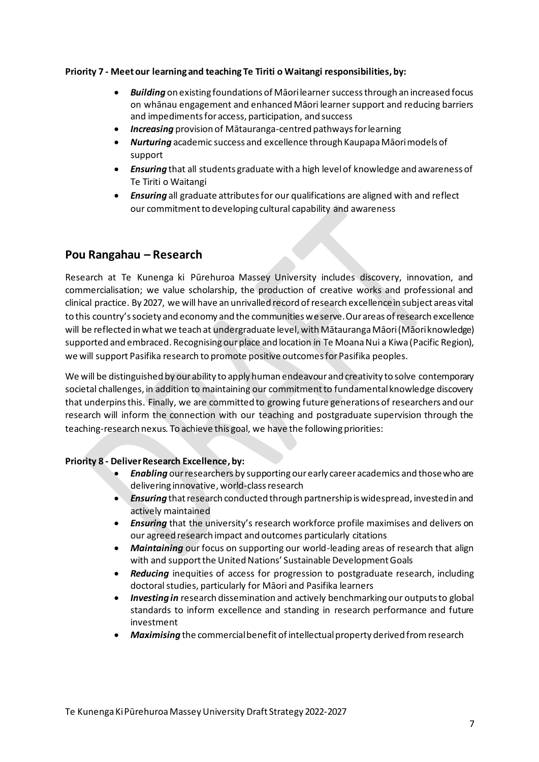**Priority 7 - Meet our learning and teaching Te Tiriti o Waitangi responsibilities, by:**

- ***Building*** on existing foundations of Māori learner success through an increased focus on whānau engagement and enhanced Māori learner support and reducing barriers and impediments for access, participation, and success
- ***Increasing*** provision of Mātauranga-centred pathways for learning
- ***Nurturing*** academic success and excellence through Kaupapa Māori models of support
- ***Ensuring*** that all students graduate with a high level of knowledge and awareness of Te Tiriti o Waitangi
- ***Ensuring*** all graduate attributes for our qualifications are aligned with and reflect our commitment to developing cultural capability and awareness

## Pou Rangahau – Research

Research at Te Kunenga ki Pūrehuroa Massey University includes discovery, innovation, and commercialisation; we value scholarship, the production of creative works and professional and clinical practice. By 2027, we will have an unrivalled record of research excellence in subject areas vital to this country's society and economy and the communities we serve. Our areas of research excellence will be reflected in what we teach at undergraduate level, with Mātauranga Māori (Māori knowledge) supported and embraced. Recognising our place and location in Te Moana Nui a Kiwa (Pacific Region), we will support Pasifika research to promote positive outcomes for Pasifika peoples.

We will be distinguished by our ability to apply human endeavour and creativity to solve contemporary societal challenges, in addition to maintaining our commitment to fundamental knowledge discovery that underpins this. Finally, we are committed to growing future generations of researchers and our research will inform the connection with our teaching and postgraduate supervision through the teaching-research nexus. To achieve this goal, we have the following priorities:

**Priority 8 - Deliver Research Excellence, by:**

- ***Enabling*** our researchers by supporting our early career academics and those who are delivering innovative, world-class research
- ***Ensuring*** that research conducted through partnership is widespread, invested in and actively maintained
- ***Ensuring*** that the university's research workforce profile maximises and delivers on our agreed research impact and outcomes particularly citations
- ***Maintaining*** our focus on supporting our world-leading areas of research that align with and support the United Nations' Sustainable Development Goals
- ***Reducing*** inequities of access for progression to postgraduate research, including doctoral studies, particularly for Māori and Pasifika learners
- ***Investing in*** research dissemination and actively benchmarking our outputs to global standards to inform excellence and standing in research performance and future investment
- ***Maximising*** the commercial benefit of intellectual property derived from research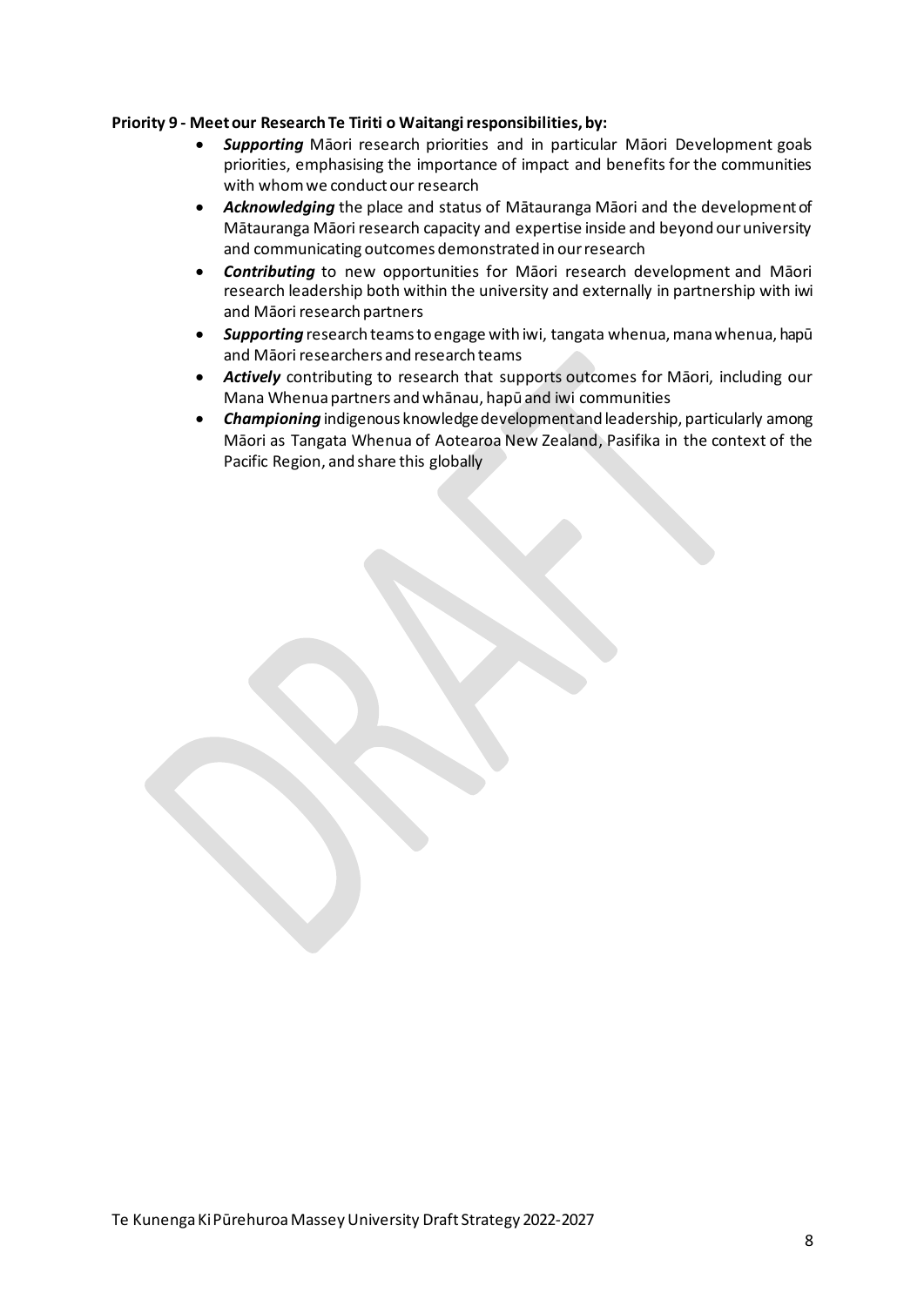**Priority 9 - Meet our Research Te Tiriti o Waitangi responsibilities, by:**

- ***Supporting*** Māori research priorities and in particular Māori Development goals priorities, emphasising the importance of impact and benefits for the communities with whom we conduct our research
- ***Acknowledging*** the place and status of Mātauranga Māori and the development of Mātauranga Māori research capacity and expertise inside and beyond our university and communicating outcomes demonstrated in our research
- ***Contributing*** to new opportunities for Māori research development and Māori research leadership both within the university and externally in partnership with iwi and Māori research partners
- ***Supporting*** research teams to engage with iwi, tangata whenua, mana whenua, hapū and Māori researchers and research teams
- ***Actively*** contributing to research that supports outcomes for Māori, including our Mana Whenua partners and whānau, hapū and iwi communities
- ***Championing*** indigenous knowledge development and leadership, particularly among Māori as Tangata Whenua of Aotearoa New Zealand, Pasifika in the context of the Pacific Region, and share this globally